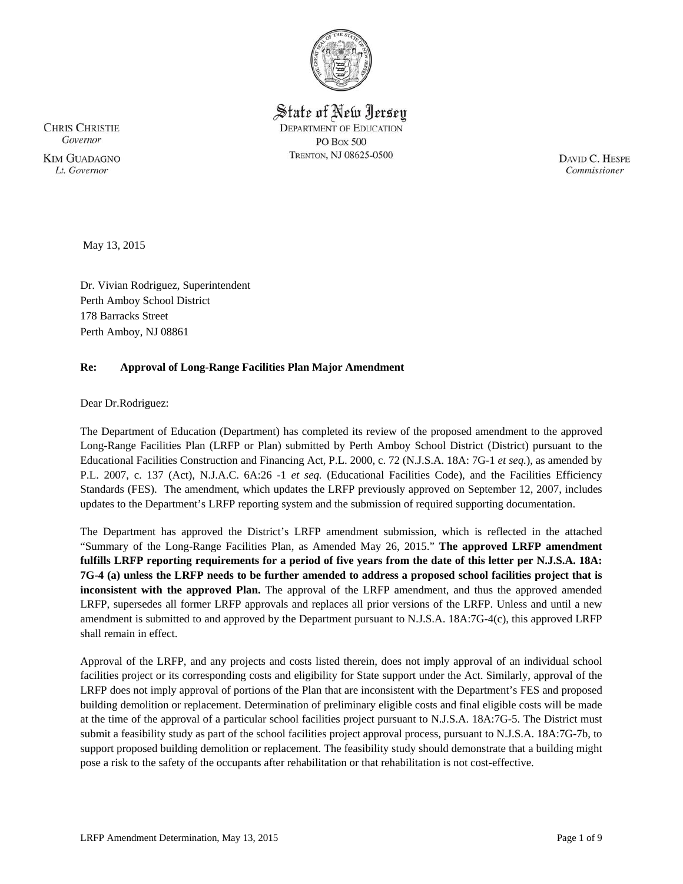State of New Jersey

DEPARTMENT OF EDUCATION
PO BOX 500
TRENTON, NJ 08625-0500

CHRIS CHRISTIE
*Governor*

KIM GUADAGNO
*Lt. Governor*

DAVID C. HESPE
*Commissioner*

May 13, 2015

Dr. Vivian Rodriguez, Superintendent
Perth Amboy School District
178 Barracks Street
Perth Amboy, NJ 08861

**Re: Approval of Long-Range Facilities Plan Major Amendment**

Dear Dr.Rodriguez:

The Department of Education (Department) has completed its review of the proposed amendment to the approved Long-Range Facilities Plan (LRFP or Plan) submitted by Perth Amboy School District (District) pursuant to the Educational Facilities Construction and Financing Act, P.L. 2000, c. 72 (N.J.S.A. 18A: 7G-1 *et seq.*), as amended by P.L. 2007, c. 137 (Act), N.J.A.C. 6A:26 -1 *et seq.* (Educational Facilities Code), and the Facilities Efficiency Standards (FES). The amendment, which updates the LRFP previously approved on September 12, 2007, includes updates to the Department's LRFP reporting system and the submission of required supporting documentation.

The Department has approved the District's LRFP amendment submission, which is reflected in the attached "Summary of the Long-Range Facilities Plan, as Amended May 26, 2015." **The approved LRFP amendment fulfills LRFP reporting requirements for a period of five years from the date of this letter per N.J.S.A. 18A: 7G-4 (a) unless the LRFP needs to be further amended to address a proposed school facilities project that is inconsistent with the approved Plan.** The approval of the LRFP amendment, and thus the approved amended LRFP, supersedes all former LRFP approvals and replaces all prior versions of the LRFP. Unless and until a new amendment is submitted to and approved by the Department pursuant to N.J.S.A. 18A:7G-4(c), this approved LRFP shall remain in effect.

Approval of the LRFP, and any projects and costs listed therein, does not imply approval of an individual school facilities project or its corresponding costs and eligibility for State support under the Act. Similarly, approval of the LRFP does not imply approval of portions of the Plan that are inconsistent with the Department's FES and proposed building demolition or replacement. Determination of preliminary eligible costs and final eligible costs will be made at the time of the approval of a particular school facilities project pursuant to N.J.S.A. 18A:7G-5. The District must submit a feasibility study as part of the school facilities project approval process, pursuant to N.J.S.A. 18A:7G-7b, to support proposed building demolition or replacement. The feasibility study should demonstrate that a building might pose a risk to the safety of the occupants after rehabilitation or that rehabilitation is not cost-effective.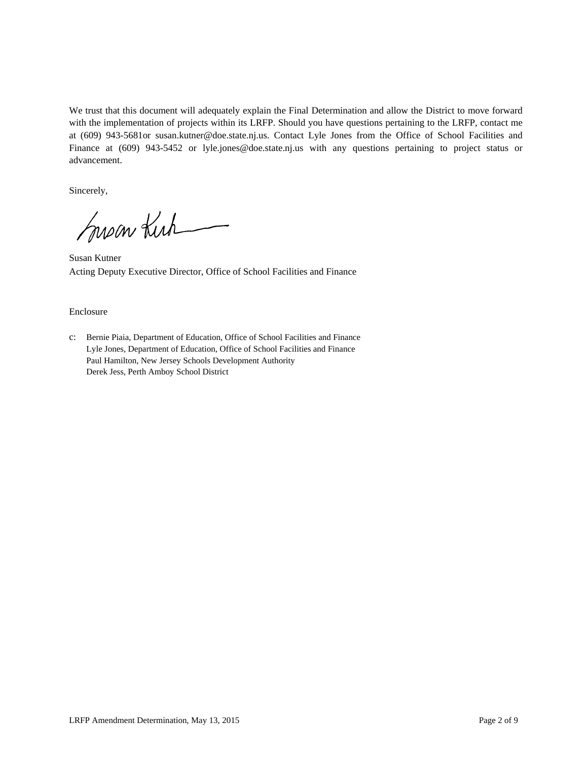We trust that this document will adequately explain the Final Determination and allow the District to move forward with the implementation of projects within its LRFP. Should you have questions pertaining to the LRFP, contact me at (609) 943-5681or susan.kutner@doe.state.nj.us. Contact Lyle Jones from the Office of School Facilities and Finance at (609) 943-5452 or lyle.jones@doe.state.nj.us with any questions pertaining to project status or advancement.

Sincerely,

Susan Kutner
Acting Deputy Executive Director, Office of School Facilities and Finance

Enclosure

c: Bernie Piaia, Department of Education, Office of School Facilities and Finance
Lyle Jones, Department of Education, Office of School Facilities and Finance
Paul Hamilton, New Jersey Schools Development Authority
Derek Jess, Perth Amboy School District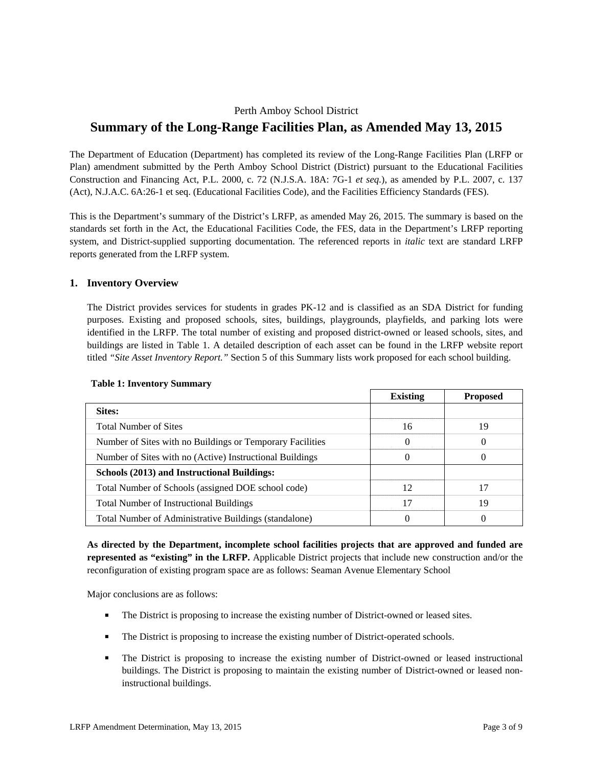Perth Amboy School District

# Summary of the Long-Range Facilities Plan, as Amended May 13, 2015

The Department of Education (Department) has completed its review of the Long-Range Facilities Plan (LRFP or Plan) amendment submitted by the Perth Amboy School District (District) pursuant to the Educational Facilities Construction and Financing Act, P.L. 2000, c. 72 (N.J.S.A. 18A: 7G-1 *et seq*.), as amended by P.L. 2007, c. 137 (Act), N.J.A.C. 6A:26-1 et seq. (Educational Facilities Code), and the Facilities Efficiency Standards (FES).

This is the Department's summary of the District's LRFP, as amended May 26, 2015. The summary is based on the standards set forth in the Act, the Educational Facilities Code, the FES, data in the Department's LRFP reporting system, and District-supplied supporting documentation. The referenced reports in *italic* text are standard LRFP reports generated from the LRFP system.

## 1. Inventory Overview

The District provides services for students in grades PK-12 and is classified as an SDA District for funding purposes. Existing and proposed schools, sites, buildings, playgrounds, playfields, and parking lots were identified in the LRFP. The total number of existing and proposed district-owned or leased schools, sites, and buildings are listed in Table 1. A detailed description of each asset can be found in the LRFP website report titled *"Site Asset Inventory Report."* Section 5 of this Summary lists work proposed for each school building.

**Table 1: Inventory Summary**

| | Existing | Proposed |
|---|---|---|
| **Sites:** | | |
| Total Number of Sites | 16 | 19 |
| Number of Sites with no Buildings or Temporary Facilities | 0 | 0 |
| Number of Sites with no (Active) Instructional Buildings | 0 | 0 |
| **Schools (2013) and Instructional Buildings:** | | |
| Total Number of Schools (assigned DOE school code) | 12 | 17 |
| Total Number of Instructional Buildings | 17 | 19 |
| Total Number of Administrative Buildings (standalone) | 0 | 0 |

**As directed by the Department, incomplete school facilities projects that are approved and funded are represented as "existing" in the LRFP.** Applicable District projects that include new construction and/or the reconfiguration of existing program space are as follows: Seaman Avenue Elementary School

Major conclusions are as follows:

- The District is proposing to increase the existing number of District-owned or leased sites.
- The District is proposing to increase the existing number of District-operated schools.
- The District is proposing to increase the existing number of District-owned or leased instructional buildings. The District is proposing to maintain the existing number of District-owned or leased non-instructional buildings.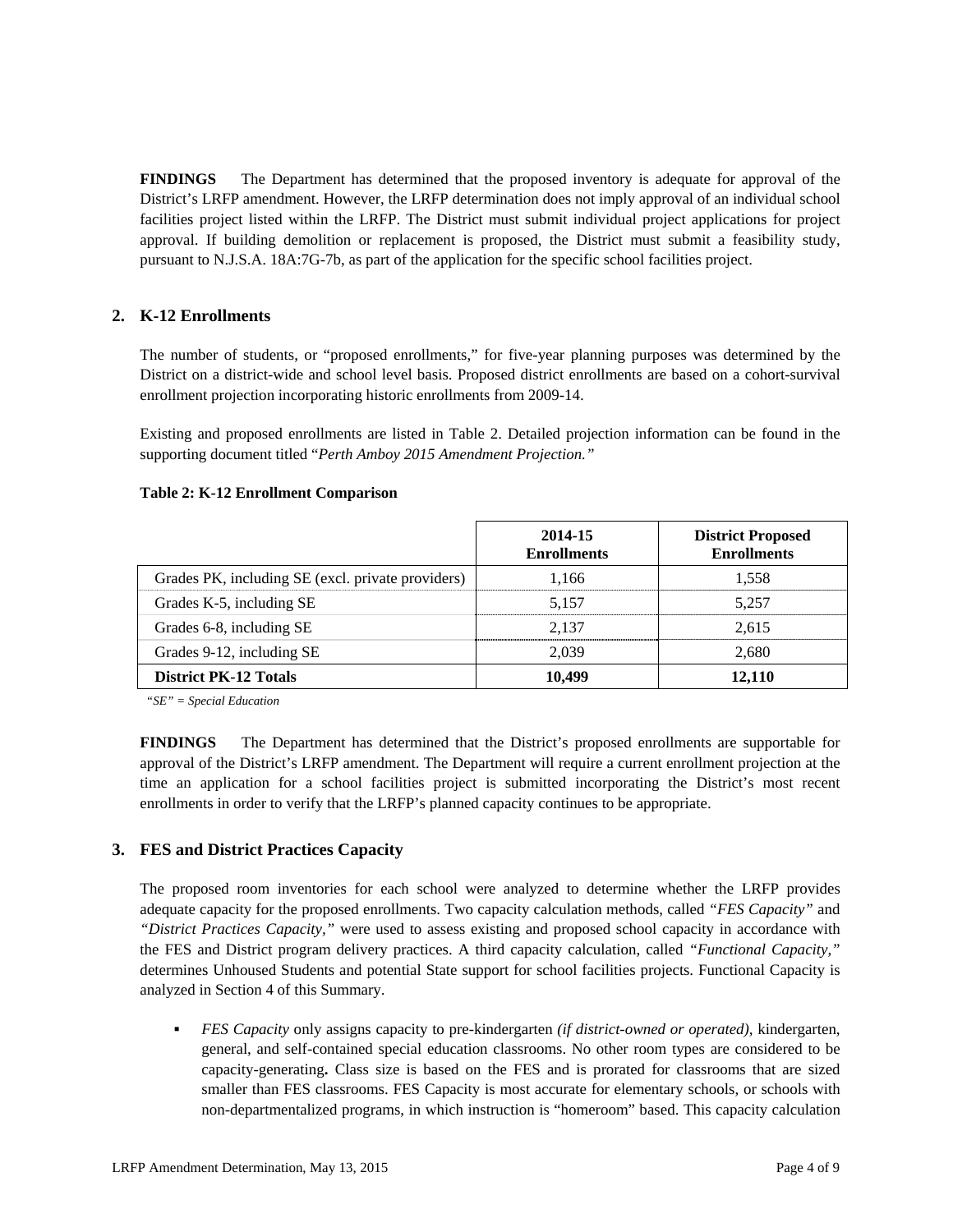**FINDINGS** The Department has determined that the proposed inventory is adequate for approval of the District's LRFP amendment. However, the LRFP determination does not imply approval of an individual school facilities project listed within the LRFP. The District must submit individual project applications for project approval. If building demolition or replacement is proposed, the District must submit a feasibility study, pursuant to N.J.S.A. 18A:7G-7b, as part of the application for the specific school facilities project.

## 2. K-12 Enrollments

The number of students, or "proposed enrollments," for five-year planning purposes was determined by the District on a district-wide and school level basis. Proposed district enrollments are based on a cohort-survival enrollment projection incorporating historic enrollments from 2009-14.

Existing and proposed enrollments are listed in Table 2. Detailed projection information can be found in the supporting document titled "*Perth Amboy 2015 Amendment Projection.*"

**Table 2: K-12 Enrollment Comparison**

| | 2014-15 Enrollments | District Proposed Enrollments |
|---|---|---|
| Grades PK, including SE (excl. private providers) | 1,166 | 1,558 |
| Grades K-5, including SE | 5,157 | 5,257 |
| Grades 6-8, including SE | 2,137 | 2,615 |
| Grades 9-12, including SE | 2,039 | 2,680 |
| **District PK-12 Totals** | **10,499** | **12,110** |

*"SE" = Special Education*

**FINDINGS** The Department has determined that the District's proposed enrollments are supportable for approval of the District's LRFP amendment. The Department will require a current enrollment projection at the time an application for a school facilities project is submitted incorporating the District's most recent enrollments in order to verify that the LRFP's planned capacity continues to be appropriate.

## 3. FES and District Practices Capacity

The proposed room inventories for each school were analyzed to determine whether the LRFP provides adequate capacity for the proposed enrollments. Two capacity calculation methods, called *"FES Capacity"* and *"District Practices Capacity,"* were used to assess existing and proposed school capacity in accordance with the FES and District program delivery practices. A third capacity calculation, called *"Functional Capacity,"* determines Unhoused Students and potential State support for school facilities projects. Functional Capacity is analyzed in Section 4 of this Summary.

- *FES Capacity* only assigns capacity to pre-kindergarten *(if district-owned or operated)*, kindergarten, general, and self-contained special education classrooms. No other room types are considered to be capacity-generating**.** Class size is based on the FES and is prorated for classrooms that are sized smaller than FES classrooms. FES Capacity is most accurate for elementary schools, or schools with non-departmentalized programs, in which instruction is "homeroom" based. This capacity calculation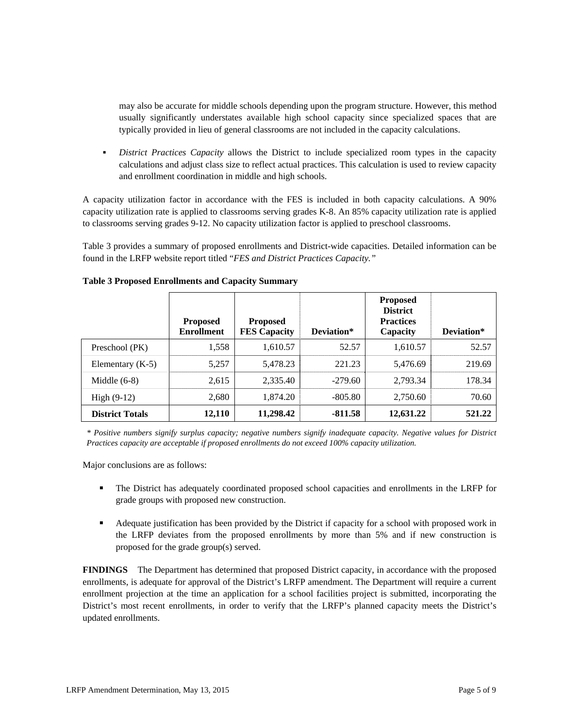may also be accurate for middle schools depending upon the program structure. However, this method usually significantly understates available high school capacity since specialized spaces that are typically provided in lieu of general classrooms are not included in the capacity calculations.

- *District Practices Capacity* allows the District to include specialized room types in the capacity calculations and adjust class size to reflect actual practices. This calculation is used to review capacity and enrollment coordination in middle and high schools.

A capacity utilization factor in accordance with the FES is included in both capacity calculations. A 90% capacity utilization rate is applied to classrooms serving grades K-8. An 85% capacity utilization rate is applied to classrooms serving grades 9-12. No capacity utilization factor is applied to preschool classrooms.

Table 3 provides a summary of proposed enrollments and District-wide capacities. Detailed information can be found in the LRFP website report titled "*FES and District Practices Capacity.*"

**Table 3 Proposed Enrollments and Capacity Summary**

| | Proposed Enrollment | Proposed FES Capacity | Deviation* | Proposed District Practices Capacity | Deviation* |
|---|---|---|---|---|---|
| Preschool (PK) | 1,558 | 1,610.57 | 52.57 | 1,610.57 | 52.57 |
| Elementary (K-5) | 5,257 | 5,478.23 | 221.23 | 5,476.69 | 219.69 |
| Middle (6-8) | 2,615 | 2,335.40 | -279.60 | 2,793.34 | 178.34 |
| High (9-12) | 2,680 | 1,874.20 | -805.80 | 2,750.60 | 70.60 |
| **District Totals** | **12,110** | **11,298.42** | **-811.58** | **12,631.22** | **521.22** |

*\* Positive numbers signify surplus capacity; negative numbers signify inadequate capacity. Negative values for District Practices capacity are acceptable if proposed enrollments do not exceed 100% capacity utilization.*

Major conclusions are as follows:

- The District has adequately coordinated proposed school capacities and enrollments in the LRFP for grade groups with proposed new construction.
- Adequate justification has been provided by the District if capacity for a school with proposed work in the LRFP deviates from the proposed enrollments by more than 5% and if new construction is proposed for the grade group(s) served.

**FINDINGS** The Department has determined that proposed District capacity, in accordance with the proposed enrollments, is adequate for approval of the District's LRFP amendment. The Department will require a current enrollment projection at the time an application for a school facilities project is submitted, incorporating the District's most recent enrollments, in order to verify that the LRFP's planned capacity meets the District's updated enrollments.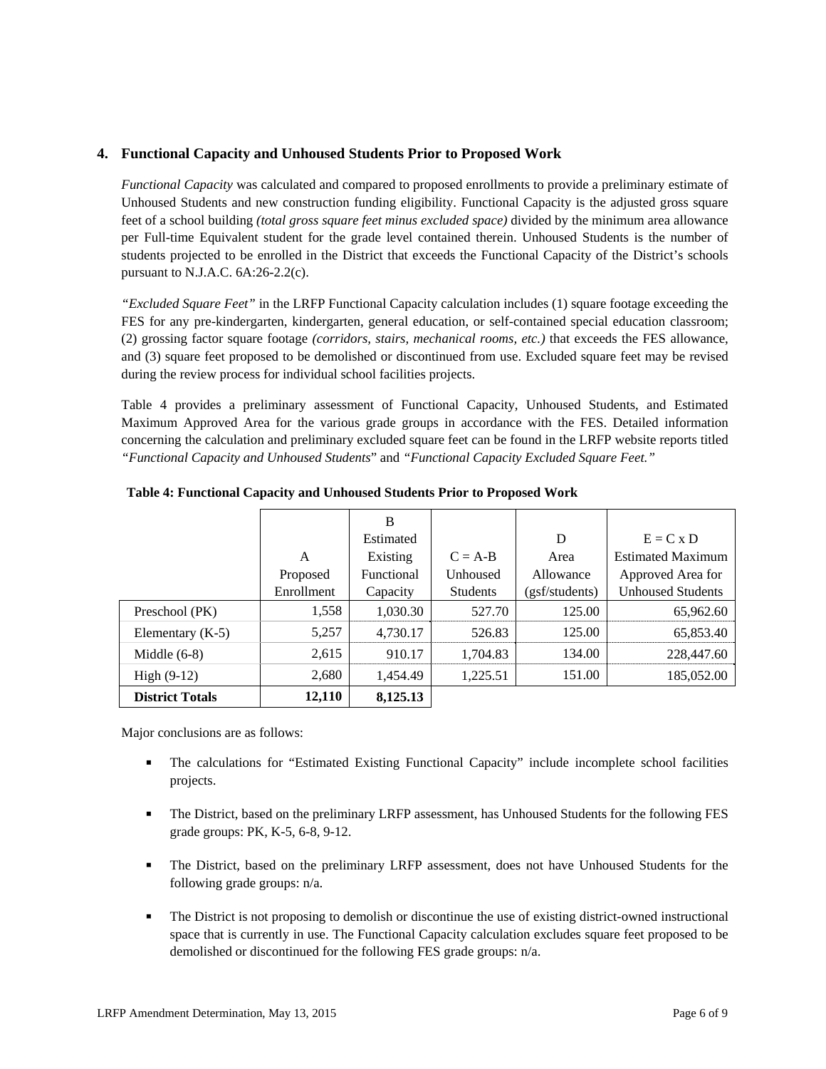## 4. Functional Capacity and Unhoused Students Prior to Proposed Work

*Functional Capacity* was calculated and compared to proposed enrollments to provide a preliminary estimate of Unhoused Students and new construction funding eligibility. Functional Capacity is the adjusted gross square feet of a school building *(total gross square feet minus excluded space)* divided by the minimum area allowance per Full-time Equivalent student for the grade level contained therein. Unhoused Students is the number of students projected to be enrolled in the District that exceeds the Functional Capacity of the District's schools pursuant to N.J.A.C. 6A:26-2.2(c).

*"Excluded Square Feet"* in the LRFP Functional Capacity calculation includes (1) square footage exceeding the FES for any pre-kindergarten, kindergarten, general education, or self-contained special education classroom; (2) grossing factor square footage *(corridors, stairs, mechanical rooms, etc.)* that exceeds the FES allowance, and (3) square feet proposed to be demolished or discontinued from use. Excluded square feet may be revised during the review process for individual school facilities projects.

Table 4 provides a preliminary assessment of Functional Capacity, Unhoused Students, and Estimated Maximum Approved Area for the various grade groups in accordance with the FES. Detailed information concerning the calculation and preliminary excluded square feet can be found in the LRFP website reports titled *"Functional Capacity and Unhoused Students*" and *"Functional Capacity Excluded Square Feet."*

**Table 4: Functional Capacity and Unhoused Students Prior to Proposed Work**

| | A Proposed Enrollment | B Estimated Existing Functional Capacity | C = A-B Unhoused Students | D Area Allowance (gsf/students) | E = C x D Estimated Maximum Approved Area for Unhoused Students |
|---|---|---|---|---|---|
| Preschool (PK) | 1,558 | 1,030.30 | 527.70 | 125.00 | 65,962.60 |
| Elementary (K-5) | 5,257 | 4,730.17 | 526.83 | 125.00 | 65,853.40 |
| Middle (6-8) | 2,615 | 910.17 | 1,704.83 | 134.00 | 228,447.60 |
| High (9-12) | 2,680 | 1,454.49 | 1,225.51 | 151.00 | 185,052.00 |
| **District Totals** | **12,110** | **8,125.13** | | | |

Major conclusions are as follows:

- The calculations for "Estimated Existing Functional Capacity" include incomplete school facilities projects.
- The District, based on the preliminary LRFP assessment, has Unhoused Students for the following FES grade groups: PK, K-5, 6-8, 9-12.
- The District, based on the preliminary LRFP assessment, does not have Unhoused Students for the following grade groups: n/a.
- The District is not proposing to demolish or discontinue the use of existing district-owned instructional space that is currently in use. The Functional Capacity calculation excludes square feet proposed to be demolished or discontinued for the following FES grade groups: n/a.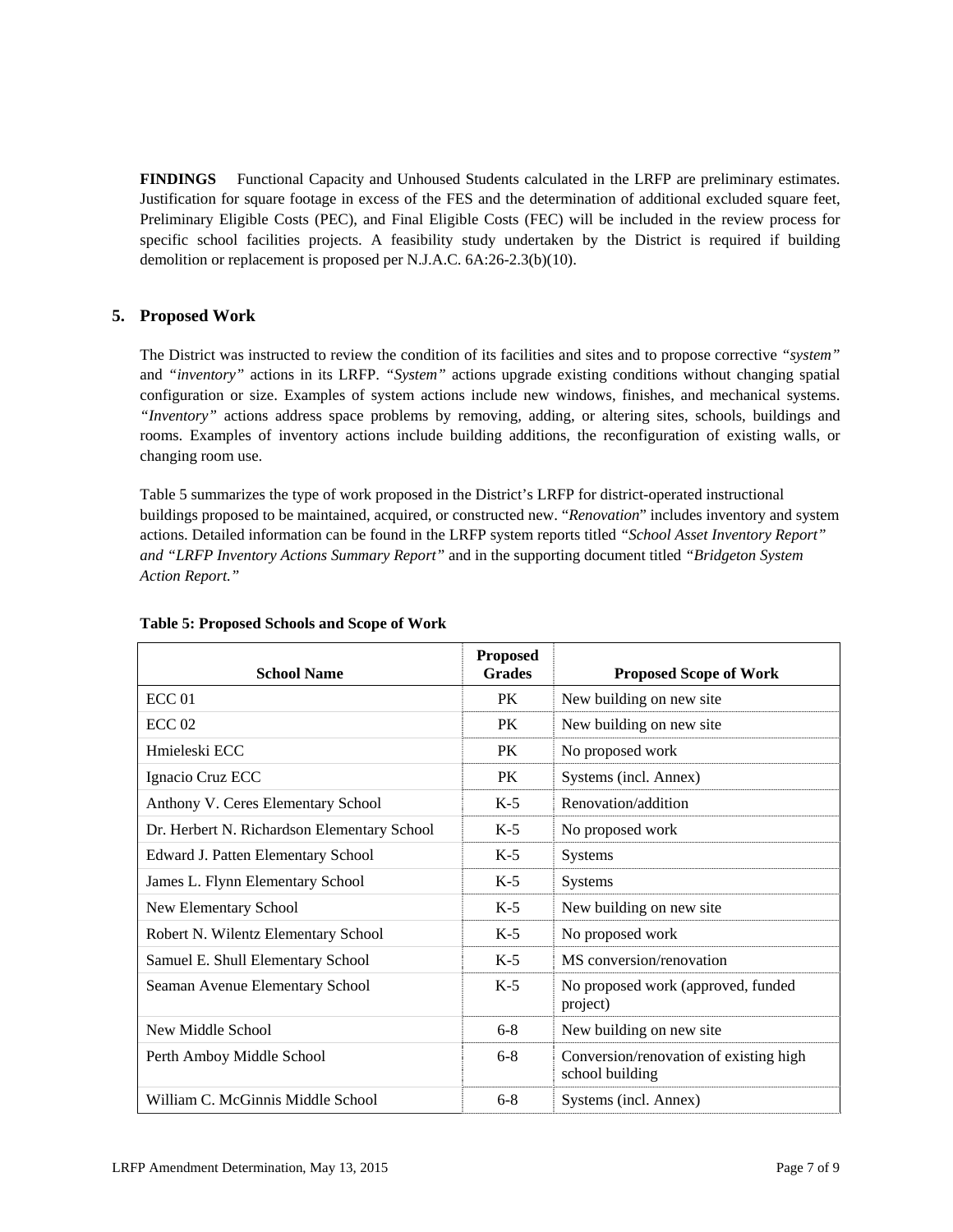**FINDINGS** Functional Capacity and Unhoused Students calculated in the LRFP are preliminary estimates. Justification for square footage in excess of the FES and the determination of additional excluded square feet, Preliminary Eligible Costs (PEC), and Final Eligible Costs (FEC) will be included in the review process for specific school facilities projects. A feasibility study undertaken by the District is required if building demolition or replacement is proposed per N.J.A.C. 6A:26-2.3(b)(10).

## 5. Proposed Work

The District was instructed to review the condition of its facilities and sites and to propose corrective *"system"* and *"inventory"* actions in its LRFP. *"System"* actions upgrade existing conditions without changing spatial configuration or size. Examples of system actions include new windows, finishes, and mechanical systems. *"Inventory"* actions address space problems by removing, adding, or altering sites, schools, buildings and rooms. Examples of inventory actions include building additions, the reconfiguration of existing walls, or changing room use.

Table 5 summarizes the type of work proposed in the District's LRFP for district-operated instructional buildings proposed to be maintained, acquired, or constructed new. "*Renovation*" includes inventory and system actions. Detailed information can be found in the LRFP system reports titled *"School Asset Inventory Report" and "LRFP Inventory Actions Summary Report"* and in the supporting document titled *"Bridgeton System Action Report."*

**Table 5: Proposed Schools and Scope of Work**

| School Name | Proposed Grades | Proposed Scope of Work |
|---|---|---|
| ECC 01 | PK | New building on new site |
| ECC 02 | PK | New building on new site |
| Hmieleski ECC | PK | No proposed work |
| Ignacio Cruz ECC | PK | Systems (incl. Annex) |
| Anthony V. Ceres Elementary School | K-5 | Renovation/addition |
| Dr. Herbert N. Richardson Elementary School | K-5 | No proposed work |
| Edward J. Patten Elementary School | K-5 | Systems |
| James L. Flynn Elementary School | K-5 | Systems |
| New Elementary School | K-5 | New building on new site |
| Robert N. Wilentz Elementary School | K-5 | No proposed work |
| Samuel E. Shull Elementary School | K-5 | MS conversion/renovation |
| Seaman Avenue Elementary School | K-5 | No proposed work (approved, funded project) |
| New Middle School | 6-8 | New building on new site |
| Perth Amboy Middle School | 6-8 | Conversion/renovation of existing high school building |
| William C. McGinnis Middle School | 6-8 | Systems (incl. Annex) |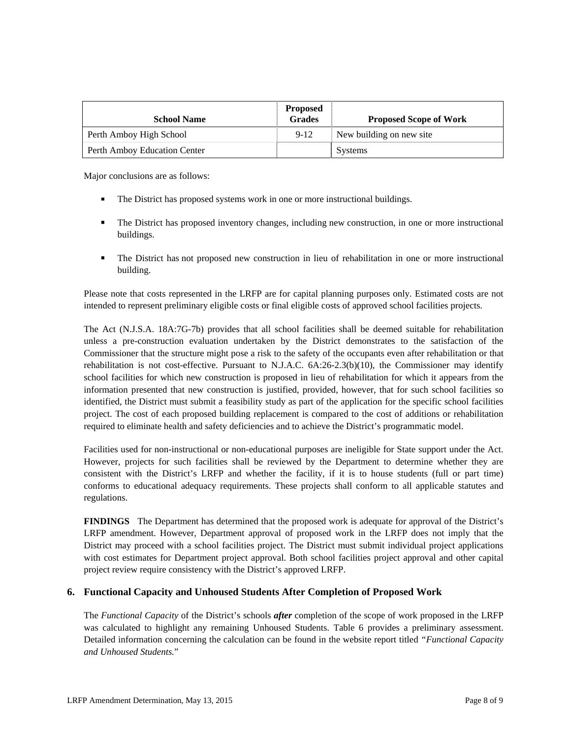| School Name | Proposed Grades | Proposed Scope of Work |
| --- | --- | --- |
| Perth Amboy High School | 9-12 | New building on new site |
| Perth Amboy Education Center | | Systems |

Major conclusions are as follows:

- The District has proposed systems work in one or more instructional buildings.
- The District has proposed inventory changes, including new construction, in one or more instructional buildings.
- The District has not proposed new construction in lieu of rehabilitation in one or more instructional building.

Please note that costs represented in the LRFP are for capital planning purposes only. Estimated costs are not intended to represent preliminary eligible costs or final eligible costs of approved school facilities projects.

The Act (N.J.S.A. 18A:7G-7b) provides that all school facilities shall be deemed suitable for rehabilitation unless a pre-construction evaluation undertaken by the District demonstrates to the satisfaction of the Commissioner that the structure might pose a risk to the safety of the occupants even after rehabilitation or that rehabilitation is not cost-effective. Pursuant to N.J.A.C. 6A:26-2.3(b)(10), the Commissioner may identify school facilities for which new construction is proposed in lieu of rehabilitation for which it appears from the information presented that new construction is justified, provided, however, that for such school facilities so identified, the District must submit a feasibility study as part of the application for the specific school facilities project. The cost of each proposed building replacement is compared to the cost of additions or rehabilitation required to eliminate health and safety deficiencies and to achieve the District's programmatic model.

Facilities used for non-instructional or non-educational purposes are ineligible for State support under the Act. However, projects for such facilities shall be reviewed by the Department to determine whether they are consistent with the District's LRFP and whether the facility, if it is to house students (full or part time) conforms to educational adequacy requirements. These projects shall conform to all applicable statutes and regulations.

**FINDINGS** The Department has determined that the proposed work is adequate for approval of the District's LRFP amendment. However, Department approval of proposed work in the LRFP does not imply that the District may proceed with a school facilities project. The District must submit individual project applications with cost estimates for Department project approval. Both school facilities project approval and other capital project review require consistency with the District's approved LRFP.

## 6. Functional Capacity and Unhoused Students After Completion of Proposed Work

The *Functional Capacity* of the District's schools ***after*** completion of the scope of work proposed in the LRFP was calculated to highlight any remaining Unhoused Students. Table 6 provides a preliminary assessment. Detailed information concerning the calculation can be found in the website report titled "*Functional Capacity and Unhoused Students.*"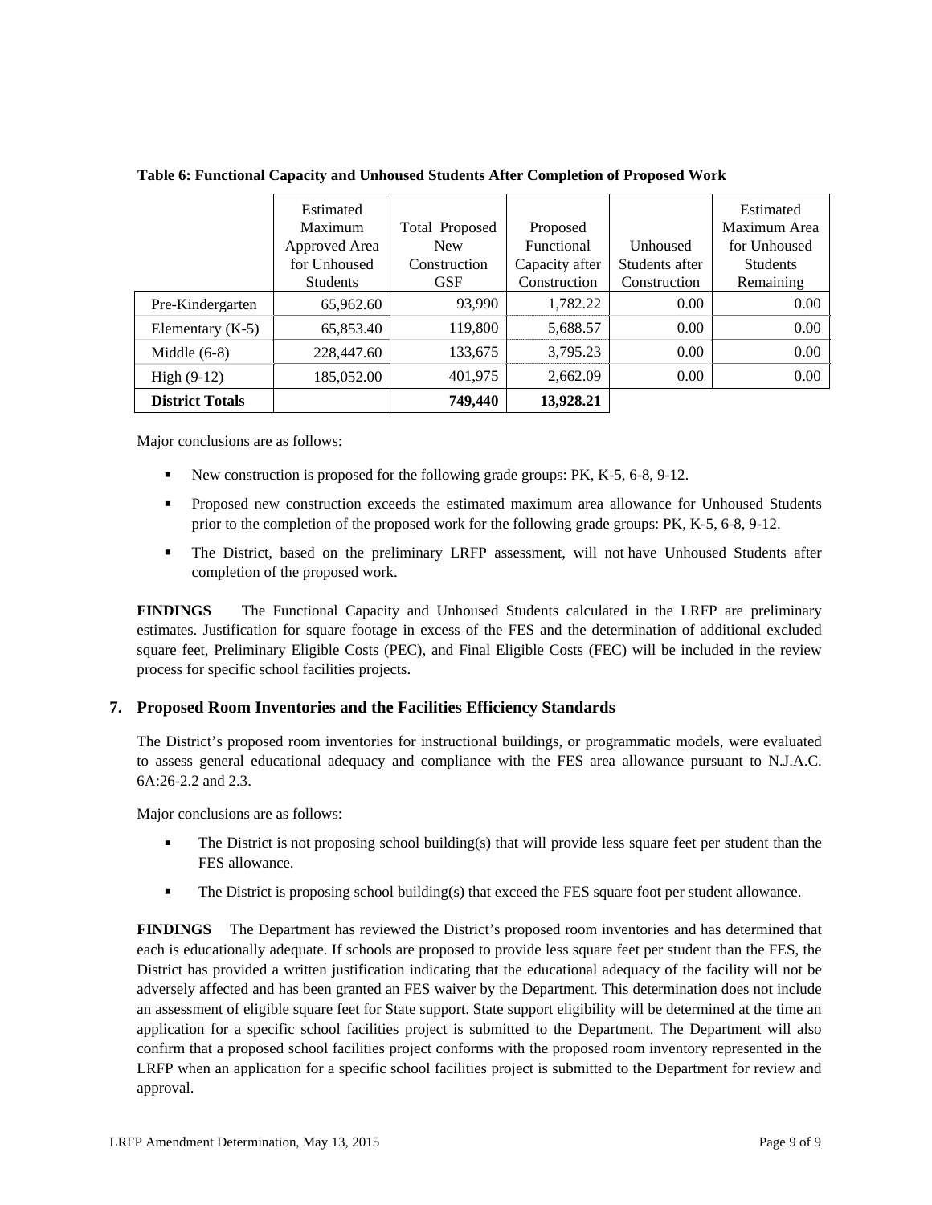**Table 6: Functional Capacity and Unhoused Students After Completion of Proposed Work**

| | Estimated Maximum Approved Area for Unhoused Students | Total Proposed New Construction GSF | Proposed Functional Capacity after Construction | Unhoused Students after Construction | Estimated Maximum Area for Unhoused Students Remaining |
|---|---|---|---|---|---|
| Pre-Kindergarten | 65,962.60 | 93,990 | 1,782.22 | 0.00 | 0.00 |
| Elementary (K-5) | 65,853.40 | 119,800 | 5,688.57 | 0.00 | 0.00 |
| Middle (6-8) | 228,447.60 | 133,675 | 3,795.23 | 0.00 | 0.00 |
| High (9-12) | 185,052.00 | 401,975 | 2,662.09 | 0.00 | 0.00 |
| **District Totals** | | **749,440** | **13,928.21** | | |

Major conclusions are as follows:

- New construction is proposed for the following grade groups: PK, K-5, 6-8, 9-12.
- Proposed new construction exceeds the estimated maximum area allowance for Unhoused Students prior to the completion of the proposed work for the following grade groups: PK, K-5, 6-8, 9-12.
- The District, based on the preliminary LRFP assessment, will not have Unhoused Students after completion of the proposed work.

**FINDINGS** The Functional Capacity and Unhoused Students calculated in the LRFP are preliminary estimates. Justification for square footage in excess of the FES and the determination of additional excluded square feet, Preliminary Eligible Costs (PEC), and Final Eligible Costs (FEC) will be included in the review process for specific school facilities projects.

## 7. Proposed Room Inventories and the Facilities Efficiency Standards

The District's proposed room inventories for instructional buildings, or programmatic models, were evaluated to assess general educational adequacy and compliance with the FES area allowance pursuant to N.J.A.C. 6A:26-2.2 and 2.3.

Major conclusions are as follows:

- The District is not proposing school building(s) that will provide less square feet per student than the FES allowance.
- The District is proposing school building(s) that exceed the FES square foot per student allowance.

**FINDINGS** The Department has reviewed the District's proposed room inventories and has determined that each is educationally adequate. If schools are proposed to provide less square feet per student than the FES, the District has provided a written justification indicating that the educational adequacy of the facility will not be adversely affected and has been granted an FES waiver by the Department. This determination does not include an assessment of eligible square feet for State support. State support eligibility will be determined at the time an application for a specific school facilities project is submitted to the Department. The Department will also confirm that a proposed school facilities project conforms with the proposed room inventory represented in the LRFP when an application for a specific school facilities project is submitted to the Department for review and approval.